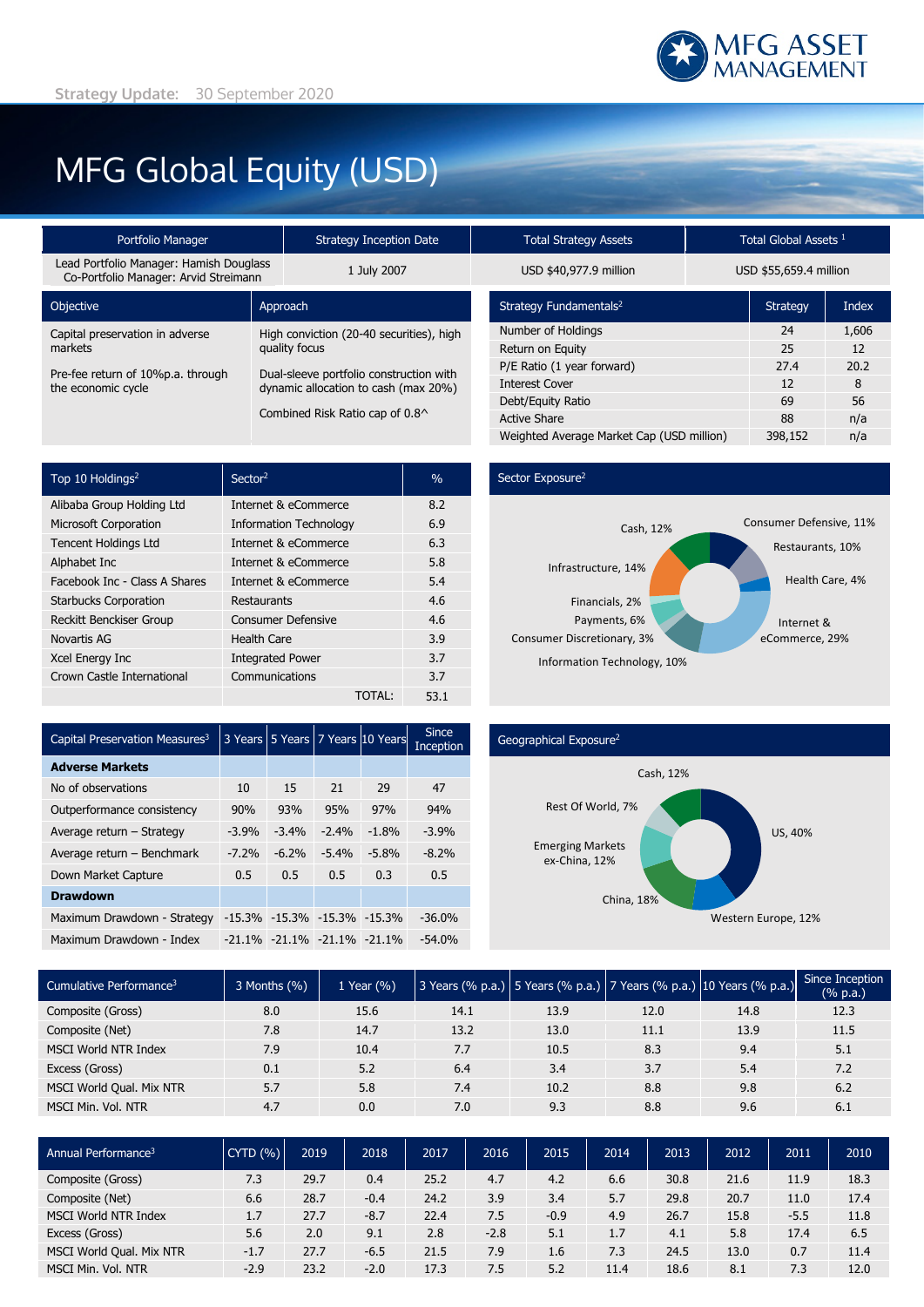MFG ASSET MANAGEMENT

Strategy Update: 30 September 2020

# MFG Global Equity (USD)

| Portfolio Manager | Strategy Inception Date | Total Strategy Assets | Total Global Assets [1] |
|---|---|---|---|
| Lead Portfolio Manager: Hamish Douglass<br>Co-Portfolio Manager: Arvid Streimann | 1 July 2007 | USD $40,977.9 million | USD $55,659.4 million |

| Objective | Approach |
|---|---|
| Capital preservation in adverse markets | High conviction (20-40 securities), high quality focus |
| Pre-fee return of 10%p.a. through the economic cycle | Dual-sleeve portfolio construction with dynamic allocation to cash (max 20%) |
| | Combined Risk Ratio cap of 0.8^ |

| Strategy Fundamentals[2] | Strategy | Index |
|---|---|---|
| Number of Holdings | 24 | 1,606 |
| Return on Equity | 25 | 12 |
| P/E Ratio (1 year forward) | 27.4 | 20.2 |
| Interest Cover | 12 | 8 |
| Debt/Equity Ratio | 69 | 56 |
| Active Share | 88 | n/a |
| Weighted Average Market Cap (USD million) | 398,152 | n/a |

| Top 10 Holdings[2] | Sector[2] | % |
|---|---|---|
| Alibaba Group Holding Ltd | Internet & eCommerce | 8.2 |
| Microsoft Corporation | Information Technology | 6.9 |
| Tencent Holdings Ltd | Internet & eCommerce | 6.3 |
| Alphabet Inc | Internet & eCommerce | 5.8 |
| Facebook Inc - Class A Shares | Internet & eCommerce | 5.4 |
| Starbucks Corporation | Restaurants | 4.6 |
| Reckitt Benckiser Group | Consumer Defensive | 4.6 |
| Novartis AG | Health Care | 3.9 |
| Xcel Energy Inc | Integrated Power | 3.7 |
| Crown Castle International | Communications | 3.7 |
| | TOTAL: | 53.1 |

**Sector Exposure[2]**

Cash, 12%; Consumer Defensive, 11%; Restaurants, 10%; Health Care, 4%; Internet & eCommerce, 29%; Information Technology, 10%; Consumer Discretionary, 3%; Payments, 6%; Financials, 2%; Infrastructure, 14%

| Capital Preservation Measures[3] | 3 Years | 5 Years | 7 Years | 10 Years | Since Inception |
|---|---|---|---|---|---|
| **Adverse Markets** | | | | | |
| No of observations | 10 | 15 | 21 | 29 | 47 |
| Outperformance consistency | 90% | 93% | 95% | 97% | 94% |
| Average return – Strategy | -3.9% | -3.4% | -2.4% | -1.8% | -3.9% |
| Average return – Benchmark | -7.2% | -6.2% | -5.4% | -5.8% | -8.2% |
| Down Market Capture | 0.5 | 0.5 | 0.5 | 0.3 | 0.5 |
| **Drawdown** | | | | | |
| Maximum Drawdown - Strategy | -15.3% | -15.3% | -15.3% | -15.3% | -36.0% |
| Maximum Drawdown - Index | -21.1% | -21.1% | -21.1% | -21.1% | -54.0% |

**Geographical Exposure[2]**

Cash, 12%; US, 40%; Western Europe, 12%; China, 18%; Emerging Markets ex-China, 12%; Rest Of World, 7%

| Cumulative Performance[3] | 3 Months (%) | 1 Year (%) | 3 Years (% p.a.) | 5 Years (% p.a.) | 7 Years (% p.a.) | 10 Years (% p.a.) | Since Inception (% p.a.) |
|---|---|---|---|---|---|---|---|
| Composite (Gross) | 8.0 | 15.6 | 14.1 | 13.9 | 12.0 | 14.8 | 12.3 |
| Composite (Net) | 7.8 | 14.7 | 13.2 | 13.0 | 11.1 | 13.9 | 11.5 |
| MSCI World NTR Index | 7.9 | 10.4 | 7.7 | 10.5 | 8.3 | 9.4 | 5.1 |
| Excess (Gross) | 0.1 | 5.2 | 6.4 | 3.4 | 3.7 | 5.4 | 7.2 |
| MSCI World Qual. Mix NTR | 5.7 | 5.8 | 7.4 | 10.2 | 8.8 | 9.8 | 6.2 |
| MSCI Min. Vol. NTR | 4.7 | 0.0 | 7.0 | 9.3 | 8.8 | 9.6 | 6.1 |

| Annual Performance[3] | CYTD (%) | 2019 | 2018 | 2017 | 2016 | 2015 | 2014 | 2013 | 2012 | 2011 | 2010 |
|---|---|---|---|---|---|---|---|---|---|---|---|
| Composite (Gross) | 7.3 | 29.7 | 0.4 | 25.2 | 4.7 | 4.2 | 6.6 | 30.8 | 21.6 | 11.9 | 18.3 |
| Composite (Net) | 6.6 | 28.7 | -0.4 | 24.2 | 3.9 | 3.4 | 5.7 | 29.8 | 20.7 | 11.0 | 17.4 |
| MSCI World NTR Index | 1.7 | 27.7 | -8.7 | 22.4 | 7.5 | -0.9 | 4.9 | 26.7 | 15.8 | -5.5 | 11.8 |
| Excess (Gross) | 5.6 | 2.0 | 9.1 | 2.8 | -2.8 | 5.1 | 1.7 | 4.1 | 5.8 | 17.4 | 6.5 |
| MSCI World Qual. Mix NTR | -1.7 | 27.7 | -6.5 | 21.5 | 7.9 | 1.6 | 7.3 | 24.5 | 13.0 | 0.7 | 11.4 |
| MSCI Min. Vol. NTR | -2.9 | 23.2 | -2.0 | 17.3 | 7.5 | 5.2 | 11.4 | 18.6 | 8.1 | 7.3 | 12.0 |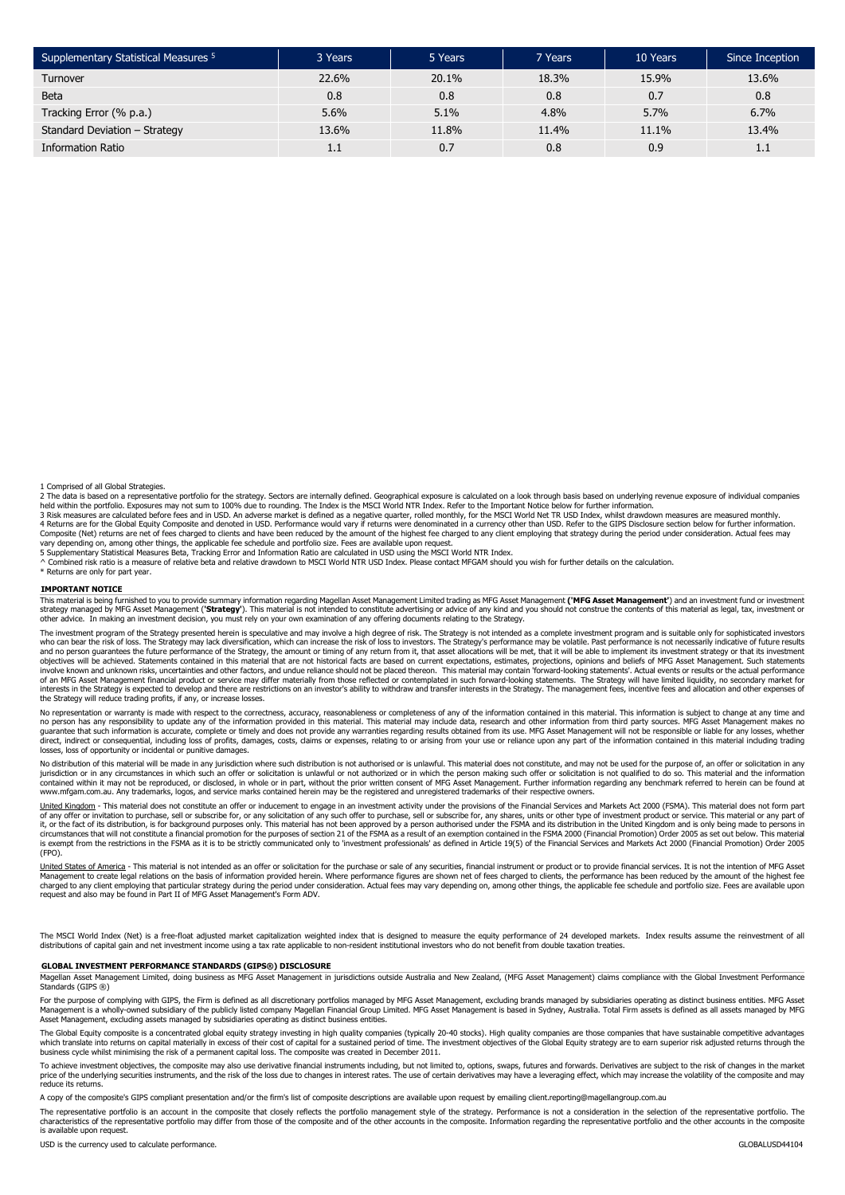| Supplementary Statistical Measures [5] | 3 Years | 5 Years | 7 Years | 10 Years | Since Inception |
|---|---|---|---|---|---|
| Turnover | 22.6% | 20.1% | 18.3% | 15.9% | 13.6% |
| Beta | 0.8 | 0.8 | 0.8 | 0.7 | 0.8 |
| Tracking Error (% p.a.) | 5.6% | 5.1% | 4.8% | 5.7% | 6.7% |
| Standard Deviation – Strategy | 13.6% | 11.8% | 11.4% | 11.1% | 13.4% |
| Information Ratio | 1.1 | 0.7 | 0.8 | 0.9 | 1.1 |

1 Comprised of all Global Strategies.
2 The data is based on a representative portfolio for the strategy. Sectors are internally defined. Geographical exposure is calculated on a look through basis based on underlying revenue exposure of individual companies held within the portfolio. Exposures may not sum to 100% due to rounding. The Index is the MSCI World NTR Index. Refer to the Important Notice below for further information.
3 Risk measures are calculated before fees and in USD. An adverse market is defined as a negative quarter, rolled monthly, for the MSCI World Net TR USD Index, whilst drawdown measures are measured monthly.
4 Returns are for the Global Equity Composite and denoted in USD. Performance would vary if returns were denominated in a currency other than USD. Refer to the GIPS Disclosure section below for further information. Composite (Net) returns are net of fees charged to clients and have been reduced by the amount of the highest fee charged to any client employing that strategy during the period under consideration. Actual fees may vary depending on, among other things, the applicable fee schedule and portfolio size. Fees are available upon request.
5 Supplementary Statistical Measures Beta, Tracking Error and Information Ratio are calculated in USD using the MSCI World NTR Index.
^ Combined risk ratio is a measure of relative beta and relative drawdown to MSCI World NTR USD Index. Please contact MFGAM should you wish for further details on the calculation.
* Returns are only for part year.

**IMPORTANT NOTICE**

This material is being furnished to you to provide summary information regarding Magellan Asset Management Limited trading as MFG Asset Management **('MFG Asset Management'**) and an investment fund or investment strategy managed by MFG Asset Management (**'Strategy'**). This material is not intended to constitute advertising or advice of any kind and you should not construe the contents of this material as legal, tax, investment or other advice. In making an investment decision, you must rely on your own examination of any offering documents relating to the Strategy.

The investment program of the Strategy presented herein is speculative and may involve a high degree of risk. The Strategy is not intended as a complete investment program and is suitable only for sophisticated investors who can bear the risk of loss. The Strategy may lack diversification, which can increase the risk of loss to investors. The Strategy's performance may be volatile. Past performance is not necessarily indicative of future results and no person guarantees the future performance of the Strategy, the amount or timing of any return from it, that asset allocations will be met, that it will be able to implement its investment strategy or that its investment objectives will be achieved. Statements contained in this material that are not historical facts are based on current expectations, estimates, projections, opinions and beliefs of MFG Asset Management. Such statements involve known and unknown risks, uncertainties and other factors, and undue reliance should not be placed thereon. This material may contain 'forward-looking statements'. Actual events or results or the actual performance of an MFG Asset Management financial product or service may differ materially from those reflected or contemplated in such forward-looking statements. The Strategy will have limited liquidity, no secondary market for interests in the Strategy is expected to develop and there are restrictions on an investor's ability to withdraw and transfer interests in the Strategy. The management fees, incentive fees and allocation and other expenses of the Strategy will reduce trading profits, if any, or increase losses.

No representation or warranty is made with respect to the correctness, accuracy, reasonableness or completeness of any of the information contained in this material. This information is subject to change at any time and no person has any responsibility to update any of the information provided in this material. This material may include data, research and other information from third party sources. MFG Asset Management makes no guarantee that such information is accurate, complete or timely and does not provide any warranties regarding results obtained from its use. MFG Asset Management will not be responsible or liable for any losses, whether direct, indirect or consequential, including loss of profits, damages, costs, claims or expenses, relating to or arising from your use or reliance upon any part of the information contained in this material including trading losses, loss of opportunity or incidental or punitive damages.

No distribution of this material will be made in any jurisdiction where such distribution is not authorised or is unlawful. This material does not constitute, and may not be used for the purpose of, an offer or solicitation in any jurisdiction or in any circumstances in which such an offer or solicitation is unlawful or not authorized or in which the person making such offer or solicitation is not qualified to do so. This material and the information contained within it may not be reproduced, or disclosed, in whole or in part, without the prior written consent of MFG Asset Management. Further information regarding any benchmark referred to herein can be found at www.mfgam.com.au. Any trademarks, logos, and service marks contained herein may be the registered and unregistered trademarks of their respective owners.

United Kingdom - This material does not constitute an offer or inducement to engage in an investment activity under the provisions of the Financial Services and Markets Act 2000 (FSMA). This material does not form part of any offer or invitation to purchase, sell or subscribe for, or any solicitation of any such offer to purchase, sell or subscribe for, any shares, units or other type of investment product or service. This material or any part of it, or the fact of its distribution, is for background purposes only. This material has not been approved by a person authorised under the FSMA and its distribution in the United Kingdom and is only being made to persons in circumstances that will not constitute a financial promotion for the purposes of section 21 of the FSMA as a result of an exemption contained in the FSMA 2000 (Financial Promotion) Order 2005 as set out below. This material is exempt from the restrictions in the FSMA as it is to be strictly communicated only to 'investment professionals' as defined in Article 19(5) of the Financial Services and Markets Act 2000 (Financial Promotion) Order 2005 (FPO).

United States of America - This material is not intended as an offer or solicitation for the purchase or sale of any securities, financial instrument or product or to provide financial services. It is not the intention of MFG Asset Management to create legal relations on the basis of information provided herein. Where performance figures are shown net of fees charged to clients, the performance has been reduced by the amount of the highest fee charged to any client employing that particular strategy during the period under consideration. Actual fees may vary depending on, among other things, the applicable fee schedule and portfolio size. Fees are available upon request and also may be found in Part II of MFG Asset Management's Form ADV.

The MSCI World Index (Net) is a free-float adjusted market capitalization weighted index that is designed to measure the equity performance of 24 developed markets. Index results assume the reinvestment of all distributions of capital gain and net investment income using a tax rate applicable to non-resident institutional investors who do not benefit from double taxation treaties.

**GLOBAL INVESTMENT PERFORMANCE STANDARDS (GIPS®) DISCLOSURE**

Magellan Asset Management Limited, doing business as MFG Asset Management in jurisdictions outside Australia and New Zealand, (MFG Asset Management) claims compliance with the Global Investment Performance Standards (GIPS ®)

For the purpose of complying with GIPS, the Firm is defined as all discretionary portfolios managed by MFG Asset Management, excluding brands managed by subsidiaries operating as distinct business entities. MFG Asset Management is a wholly-owned subsidiary of the publicly listed company Magellan Financial Group Limited. MFG Asset Management is based in Sydney, Australia. Total Firm assets is defined as all assets managed by MFG Asset Management, excluding assets managed by subsidiaries operating as distinct business entities.

The Global Equity composite is a concentrated global equity strategy investing in high quality companies (typically 20-40 stocks). High quality companies are those companies that have sustainable competitive advantages which translate into returns on capital materially in excess of their cost of capital for a sustained period of time. The investment objectives of the Global Equity strategy are to earn superior risk adjusted returns through the business cycle whilst minimising the risk of a permanent capital loss. The composite was created in December 2011.

To achieve investment objectives, the composite may also use derivative financial instruments including, but not limited to, options, swaps, futures and forwards. Derivatives are subject to the risk of changes in the market price of the underlying securities instruments, and the risk of the loss due to changes in interest rates. The use of certain derivatives may have a leveraging effect, which may increase the volatility of the composite and may reduce its returns.

A copy of the composite's GIPS compliant presentation and/or the firm's list of composite descriptions are available upon request by emailing client.reporting@magellangroup.com.au

The representative portfolio is an account in the composite that closely reflects the portfolio management style of the strategy. Performance is not a consideration in the selection of the representative portfolio. The characteristics of the representative portfolio may differ from those of the composite and of the other accounts in the composite. Information regarding the representative portfolio and the other accounts in the composite is available upon request.

USD is the currency used to calculate performance.

GLOBALUSD44104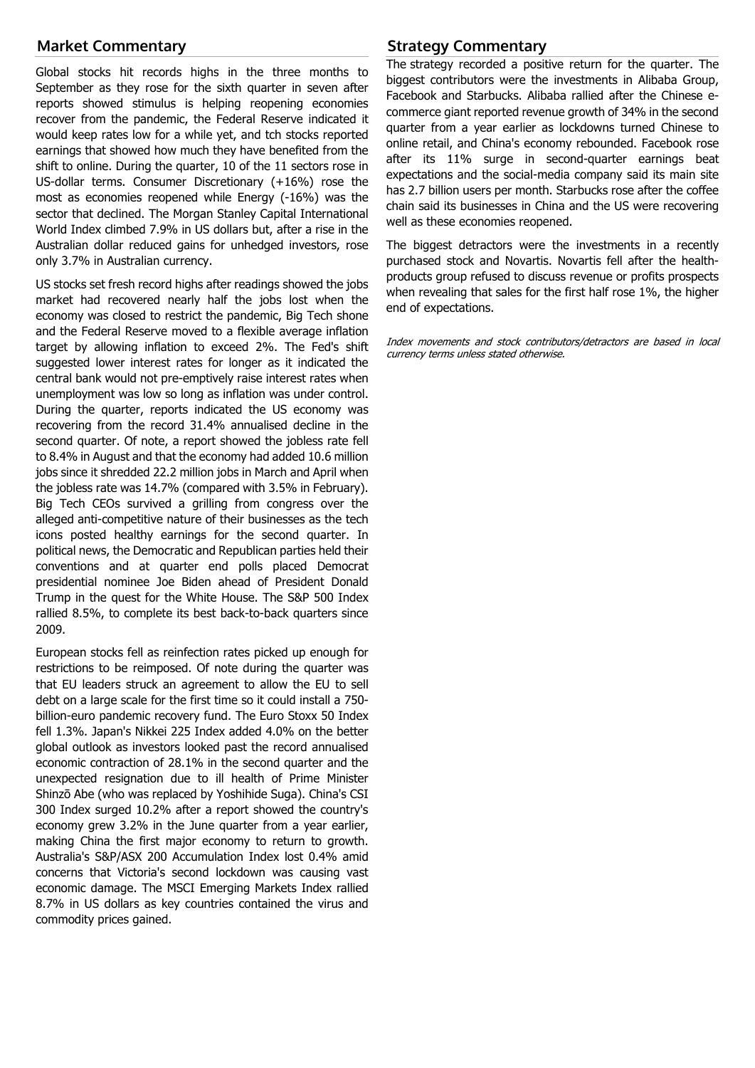## Market Commentary

Global stocks hit records highs in the three months to September as they rose for the sixth quarter in seven after reports showed stimulus is helping reopening economies recover from the pandemic, the Federal Reserve indicated it would keep rates low for a while yet, and tch stocks reported earnings that showed how much they have benefited from the shift to online. During the quarter, 10 of the 11 sectors rose in US-dollar terms. Consumer Discretionary (+16%) rose the most as economies reopened while Energy (-16%) was the sector that declined. The Morgan Stanley Capital International World Index climbed 7.9% in US dollars but, after a rise in the Australian dollar reduced gains for unhedged investors, rose only 3.7% in Australian currency.

US stocks set fresh record highs after readings showed the jobs market had recovered nearly half the jobs lost when the economy was closed to restrict the pandemic, Big Tech shone and the Federal Reserve moved to a flexible average inflation target by allowing inflation to exceed 2%. The Fed's shift suggested lower interest rates for longer as it indicated the central bank would not pre-emptively raise interest rates when unemployment was low so long as inflation was under control. During the quarter, reports indicated the US economy was recovering from the record 31.4% annualised decline in the second quarter. Of note, a report showed the jobless rate fell to 8.4% in August and that the economy had added 10.6 million jobs since it shredded 22.2 million jobs in March and April when the jobless rate was 14.7% (compared with 3.5% in February). Big Tech CEOs survived a grilling from congress over the alleged anti-competitive nature of their businesses as the tech icons posted healthy earnings for the second quarter. In political news, the Democratic and Republican parties held their conventions and at quarter end polls placed Democrat presidential nominee Joe Biden ahead of President Donald Trump in the quest for the White House. The S&P 500 Index rallied 8.5%, to complete its best back-to-back quarters since 2009.

European stocks fell as reinfection rates picked up enough for restrictions to be reimposed. Of note during the quarter was that EU leaders struck an agreement to allow the EU to sell debt on a large scale for the first time so it could install a 750-billion-euro pandemic recovery fund. The Euro Stoxx 50 Index fell 1.3%. Japan's Nikkei 225 Index added 4.0% on the better global outlook as investors looked past the record annualised economic contraction of 28.1% in the second quarter and the unexpected resignation due to ill health of Prime Minister Shinzō Abe (who was replaced by Yoshihide Suga). China's CSI 300 Index surged 10.2% after a report showed the country's economy grew 3.2% in the June quarter from a year earlier, making China the first major economy to return to growth. Australia's S&P/ASX 200 Accumulation Index lost 0.4% amid concerns that Victoria's second lockdown was causing vast economic damage. The MSCI Emerging Markets Index rallied 8.7% in US dollars as key countries contained the virus and commodity prices gained.

## Strategy Commentary

The strategy recorded a positive return for the quarter. The biggest contributors were the investments in Alibaba Group, Facebook and Starbucks. Alibaba rallied after the Chinese e-commerce giant reported revenue growth of 34% in the second quarter from a year earlier as lockdowns turned Chinese to online retail, and China's economy rebounded. Facebook rose after its 11% surge in second-quarter earnings beat expectations and the social-media company said its main site has 2.7 billion users per month. Starbucks rose after the coffee chain said its businesses in China and the US were recovering well as these economies reopened.

The biggest detractors were the investments in a recently purchased stock and Novartis. Novartis fell after the health-products group refused to discuss revenue or profits prospects when revealing that sales for the first half rose 1%, the higher end of expectations.

*Index movements and stock contributors/detractors are based in local currency terms unless stated otherwise.*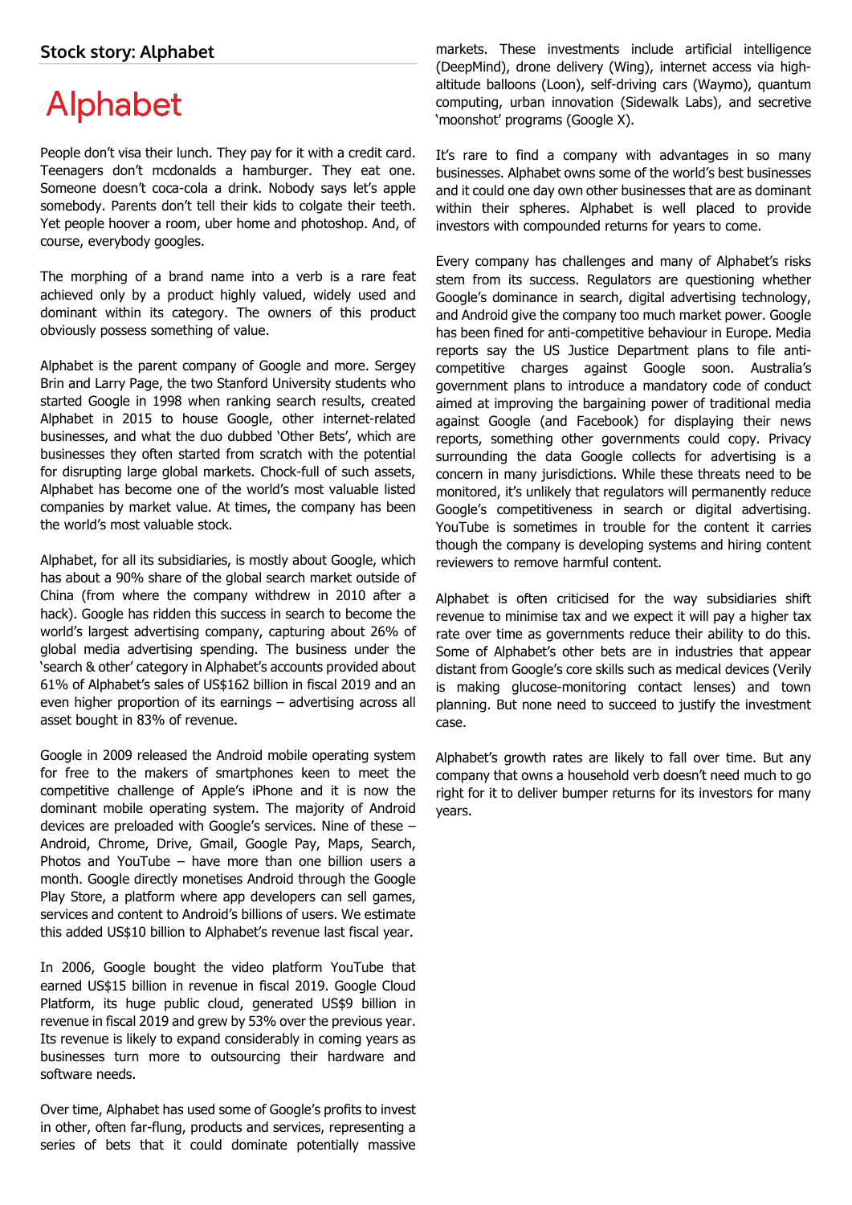## Stock story: Alphabet

# Alphabet

People don't visa their lunch. They pay for it with a credit card. Teenagers don't mcdonalds a hamburger. They eat one. Someone doesn't coca-cola a drink. Nobody says let's apple somebody. Parents don't tell their kids to colgate their teeth. Yet people hoover a room, uber home and photoshop. And, of course, everybody googles.

The morphing of a brand name into a verb is a rare feat achieved only by a product highly valued, widely used and dominant within its category. The owners of this product obviously possess something of value.

Alphabet is the parent company of Google and more. Sergey Brin and Larry Page, the two Stanford University students who started Google in 1998 when ranking search results, created Alphabet in 2015 to house Google, other internet-related businesses, and what the duo dubbed 'Other Bets', which are businesses they often started from scratch with the potential for disrupting large global markets. Chock-full of such assets, Alphabet has become one of the world's most valuable listed companies by market value. At times, the company has been the world's most valuable stock.

Alphabet, for all its subsidiaries, is mostly about Google, which has about a 90% share of the global search market outside of China (from where the company withdrew in 2010 after a hack). Google has ridden this success in search to become the world's largest advertising company, capturing about 26% of global media advertising spending. The business under the 'search & other' category in Alphabet's accounts provided about 61% of Alphabet's sales of US$162 billion in fiscal 2019 and an even higher proportion of its earnings – advertising across all asset bought in 83% of revenue.

Google in 2009 released the Android mobile operating system for free to the makers of smartphones keen to meet the competitive challenge of Apple's iPhone and it is now the dominant mobile operating system. The majority of Android devices are preloaded with Google's services. Nine of these – Android, Chrome, Drive, Gmail, Google Pay, Maps, Search, Photos and YouTube – have more than one billion users a month. Google directly monetises Android through the Google Play Store, a platform where app developers can sell games, services and content to Android's billions of users. We estimate this added US$10 billion to Alphabet's revenue last fiscal year.

In 2006, Google bought the video platform YouTube that earned US$15 billion in revenue in fiscal 2019. Google Cloud Platform, its huge public cloud, generated US$9 billion in revenue in fiscal 2019 and grew by 53% over the previous year. Its revenue is likely to expand considerably in coming years as businesses turn more to outsourcing their hardware and software needs.

Over time, Alphabet has used some of Google's profits to invest in other, often far-flung, products and services, representing a series of bets that it could dominate potentially massive markets. These investments include artificial intelligence (DeepMind), drone delivery (Wing), internet access via high-altitude balloons (Loon), self-driving cars (Waymo), quantum computing, urban innovation (Sidewalk Labs), and secretive 'moonshot' programs (Google X).

It's rare to find a company with advantages in so many businesses. Alphabet owns some of the world's best businesses and it could one day own other businesses that are as dominant within their spheres. Alphabet is well placed to provide investors with compounded returns for years to come.

Every company has challenges and many of Alphabet's risks stem from its success. Regulators are questioning whether Google's dominance in search, digital advertising technology, and Android give the company too much market power. Google has been fined for anti-competitive behaviour in Europe. Media reports say the US Justice Department plans to file anti-competitive charges against Google soon. Australia's government plans to introduce a mandatory code of conduct aimed at improving the bargaining power of traditional media against Google (and Facebook) for displaying their news reports, something other governments could copy. Privacy surrounding the data Google collects for advertising is a concern in many jurisdictions. While these threats need to be monitored, it's unlikely that regulators will permanently reduce Google's competitiveness in search or digital advertising. YouTube is sometimes in trouble for the content it carries though the company is developing systems and hiring content reviewers to remove harmful content.

Alphabet is often criticised for the way subsidiaries shift revenue to minimise tax and we expect it will pay a higher tax rate over time as governments reduce their ability to do this. Some of Alphabet's other bets are in industries that appear distant from Google's core skills such as medical devices (Verily is making glucose-monitoring contact lenses) and town planning. But none need to succeed to justify the investment case.

Alphabet's growth rates are likely to fall over time. But any company that owns a household verb doesn't need much to go right for it to deliver bumper returns for its investors for many years.